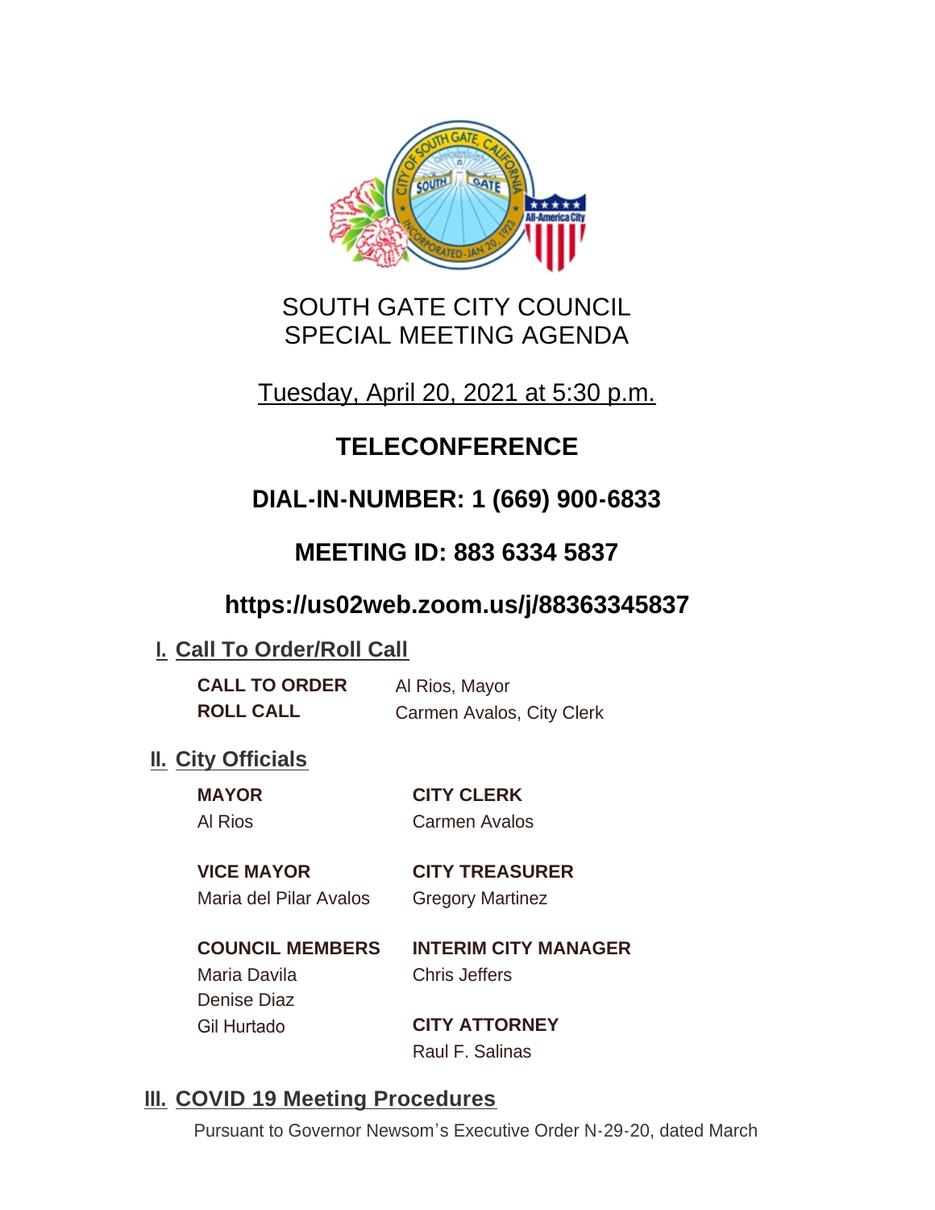# SOUTH GATE CITY COUNCIL
# SPECIAL MEETING AGENDA

Tuesday, April 20, 2021 at 5:30 p.m.

## TELECONFERENCE

## DIAL-IN-NUMBER: 1 (669) 900-6833

## MEETING ID: 883 6334 5837

## https://us02web.zoom.us/j/88363345837

## I. Call To Order/Roll Call

**CALL TO ORDER** Al Rios, Mayor
**ROLL CALL** Carmen Avalos, City Clerk

## II. City Officials

**MAYOR**
Al Rios

**CITY CLERK**
Carmen Avalos

**VICE MAYOR**
Maria del Pilar Avalos

**CITY TREASURER**
Gregory Martinez

**COUNCIL MEMBERS**
Maria Davila
Denise Diaz
Gil Hurtado

**INTERIM CITY MANAGER**
Chris Jeffers

**CITY ATTORNEY**
Raul F. Salinas

## III. COVID 19 Meeting Procedures

Pursuant to Governor Newsom's Executive Order N-29-20, dated March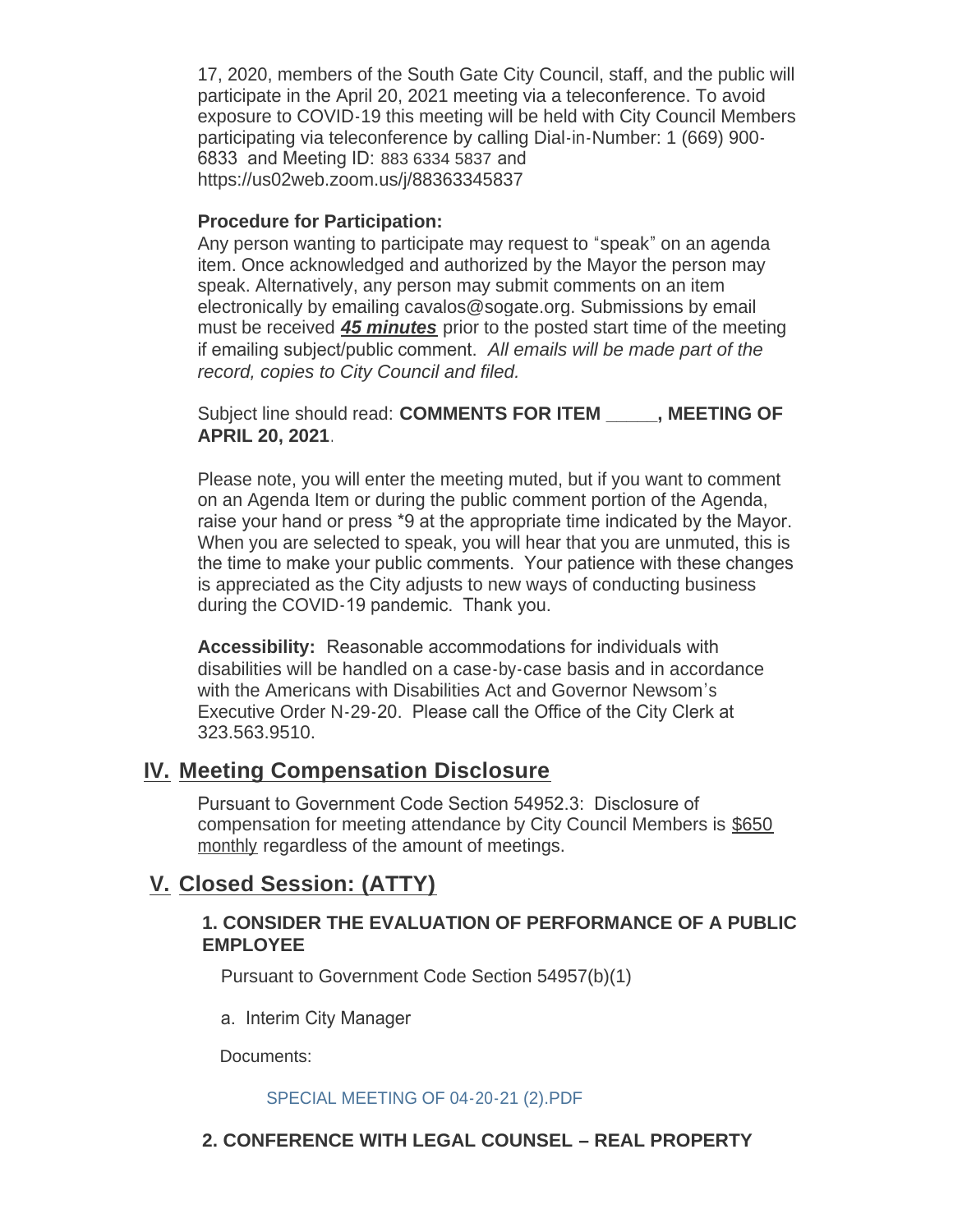17, 2020, members of the South Gate City Council, staff, and the public will participate in the April 20, 2021 meeting via a teleconference. To avoid exposure to COVID-19 this meeting will be held with City Council Members participating via teleconference by calling Dial-in-Number: 1 (669) 900-6833 and Meeting ID: 883 6334 5837 and https://us02web.zoom.us/j/88363345837

**Procedure for Participation:**
Any person wanting to participate may request to "speak" on an agenda item. Once acknowledged and authorized by the Mayor the person may speak. Alternatively, any person may submit comments on an item electronically by emailing cavalos@sogate.org. Submissions by email must be received ***45 minutes*** prior to the posted start time of the meeting if emailing subject/public comment. *All emails will be made part of the record, copies to City Council and filed.*

Subject line should read: **COMMENTS FOR ITEM _____, MEETING OF APRIL 20, 2021**.

Please note, you will enter the meeting muted, but if you want to comment on an Agenda Item or during the public comment portion of the Agenda, raise your hand or press *9 at the appropriate time indicated by the Mayor. When you are selected to speak, you will hear that you are unmuted, this is the time to make your public comments. Your patience with these changes is appreciated as the City adjusts to new ways of conducting business during the COVID-19 pandemic. Thank you.

**Accessibility:** Reasonable accommodations for individuals with disabilities will be handled on a case-by-case basis and in accordance with the Americans with Disabilities Act and Governor Newsom's Executive Order N-29-20. Please call the Office of the City Clerk at 323.563.9510.

## IV. Meeting Compensation Disclosure

Pursuant to Government Code Section 54952.3: Disclosure of compensation for meeting attendance by City Council Members is $650 monthly regardless of the amount of meetings.

## V. Closed Session: (ATTY)

### 1. CONSIDER THE EVALUATION OF PERFORMANCE OF A PUBLIC EMPLOYEE

Pursuant to Government Code Section 54957(b)(1)

a. Interim City Manager

Documents:

SPECIAL MEETING OF 04-20-21 (2).PDF

### 2. CONFERENCE WITH LEGAL COUNSEL – REAL PROPERTY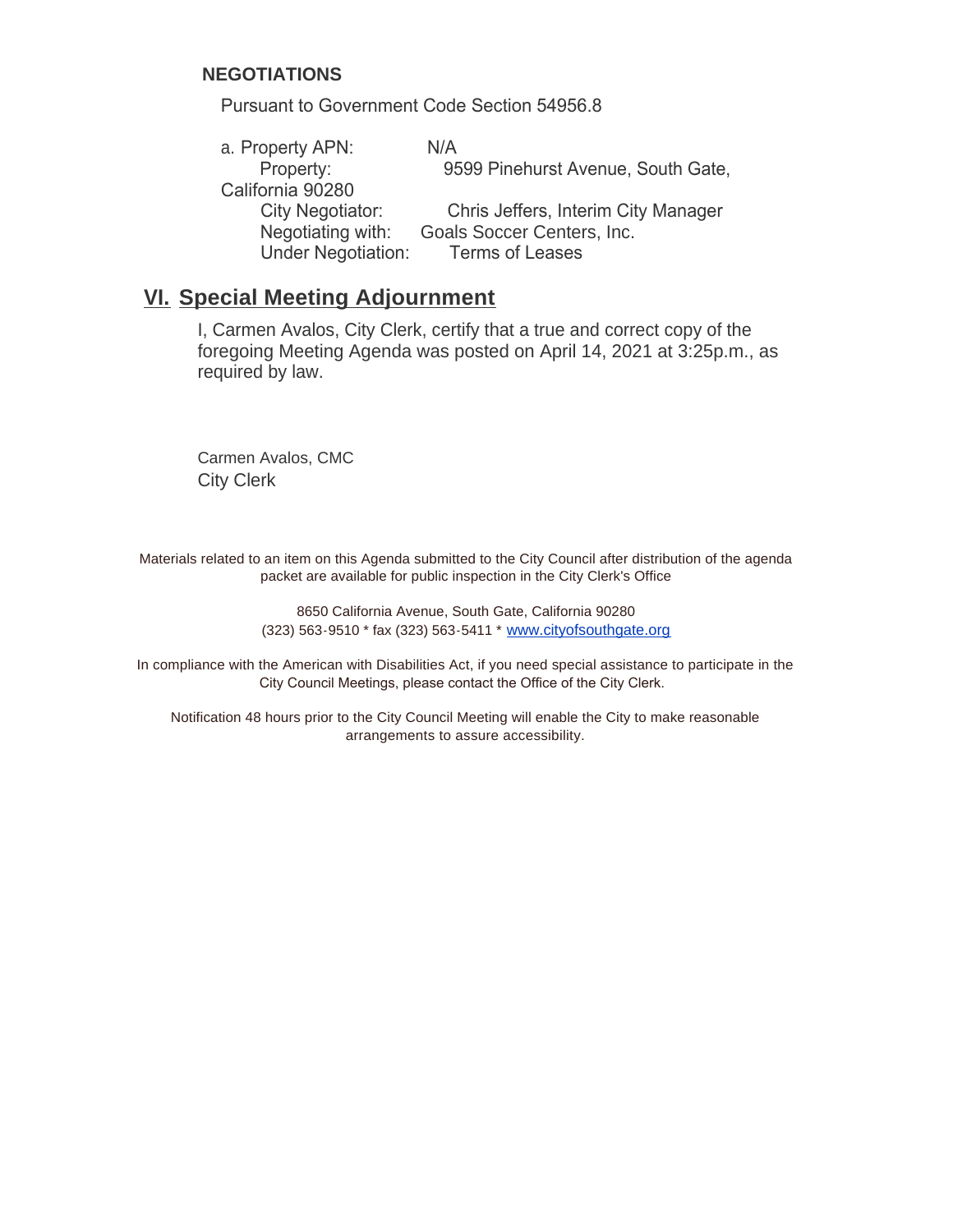**NEGOTIATIONS**

Pursuant to Government Code Section 54956.8

a. Property APN: N/A
Property: 9599 Pinehurst Avenue, South Gate, California 90280
City Negotiator: Chris Jeffers, Interim City Manager
Negotiating with: Goals Soccer Centers, Inc.
Under Negotiation: Terms of Leases

## VI. Special Meeting Adjournment

I, Carmen Avalos, City Clerk, certify that a true and correct copy of the foregoing Meeting Agenda was posted on April 14, 2021 at 3:25p.m., as required by law.

Carmen Avalos, CMC
City Clerk

Materials related to an item on this Agenda submitted to the City Council after distribution of the agenda packet are available for public inspection in the City Clerk's Office

8650 California Avenue, South Gate, California 90280
(323) 563-9510 * fax (323) 563-5411 * www.cityofsouthgate.org

In compliance with the American with Disabilities Act, if you need special assistance to participate in the City Council Meetings, please contact the Office of the City Clerk.

Notification 48 hours prior to the City Council Meeting will enable the City to make reasonable arrangements to assure accessibility.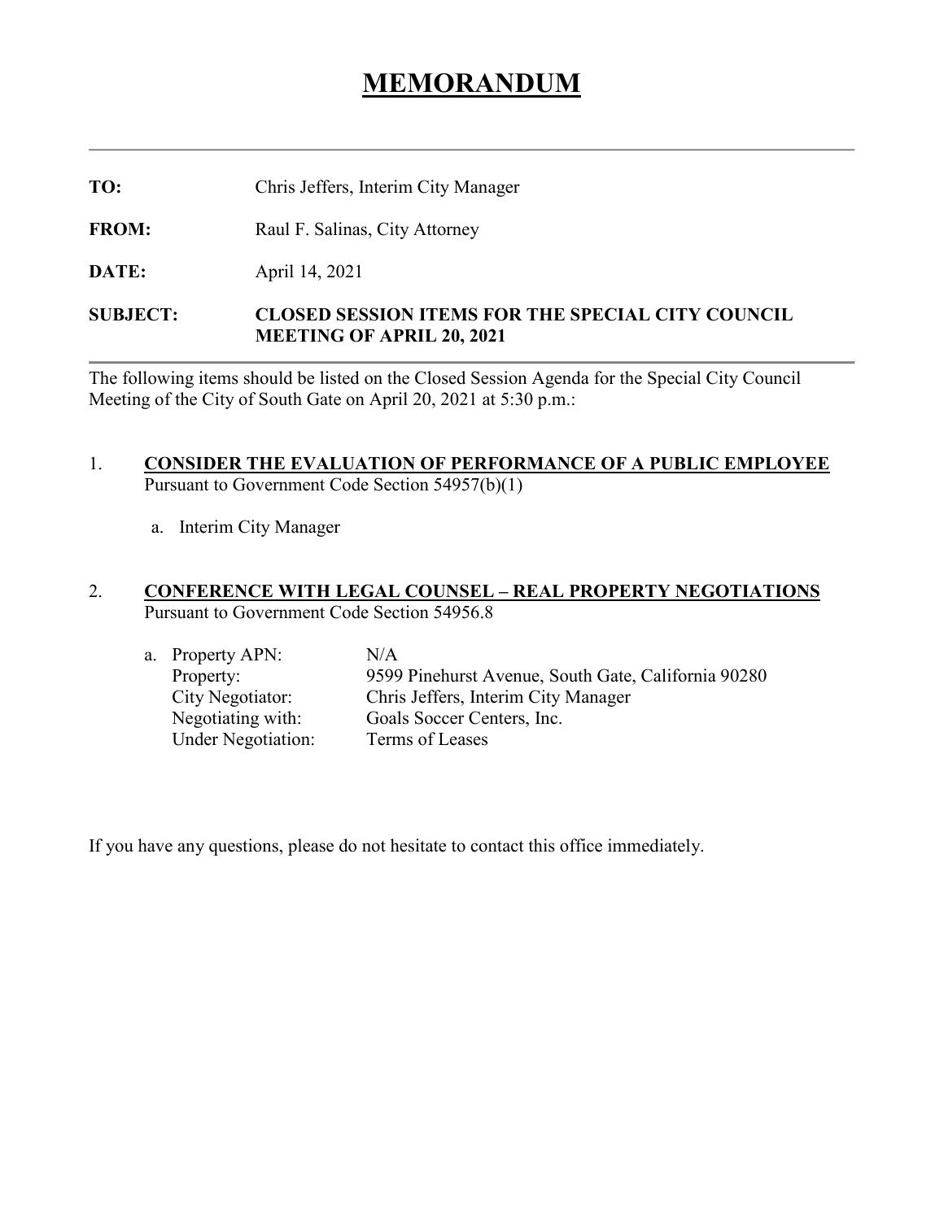# MEMORANDUM

---

**TO:** Chris Jeffers, Interim City Manager

**FROM:** Raul F. Salinas, City Attorney

**DATE:** April 14, 2021

**SUBJECT:** **CLOSED SESSION ITEMS FOR THE SPECIAL CITY COUNCIL MEETING OF APRIL 20, 2021**

---

The following items should be listed on the Closed Session Agenda for the Special City Council Meeting of the City of South Gate on April 20, 2021 at 5:30 p.m.:

1. **CONSIDER THE EVALUATION OF PERFORMANCE OF A PUBLIC EMPLOYEE**
   Pursuant to Government Code Section 54957(b)(1)

   a. Interim City Manager

2. **CONFERENCE WITH LEGAL COUNSEL – REAL PROPERTY NEGOTIATIONS**
   Pursuant to Government Code Section 54956.8

   a. Property APN: N/A
      Property: 9599 Pinehurst Avenue, South Gate, California 90280
      City Negotiator: Chris Jeffers, Interim City Manager
      Negotiating with: Goals Soccer Centers, Inc.
      Under Negotiation: Terms of Leases

If you have any questions, please do not hesitate to contact this office immediately.